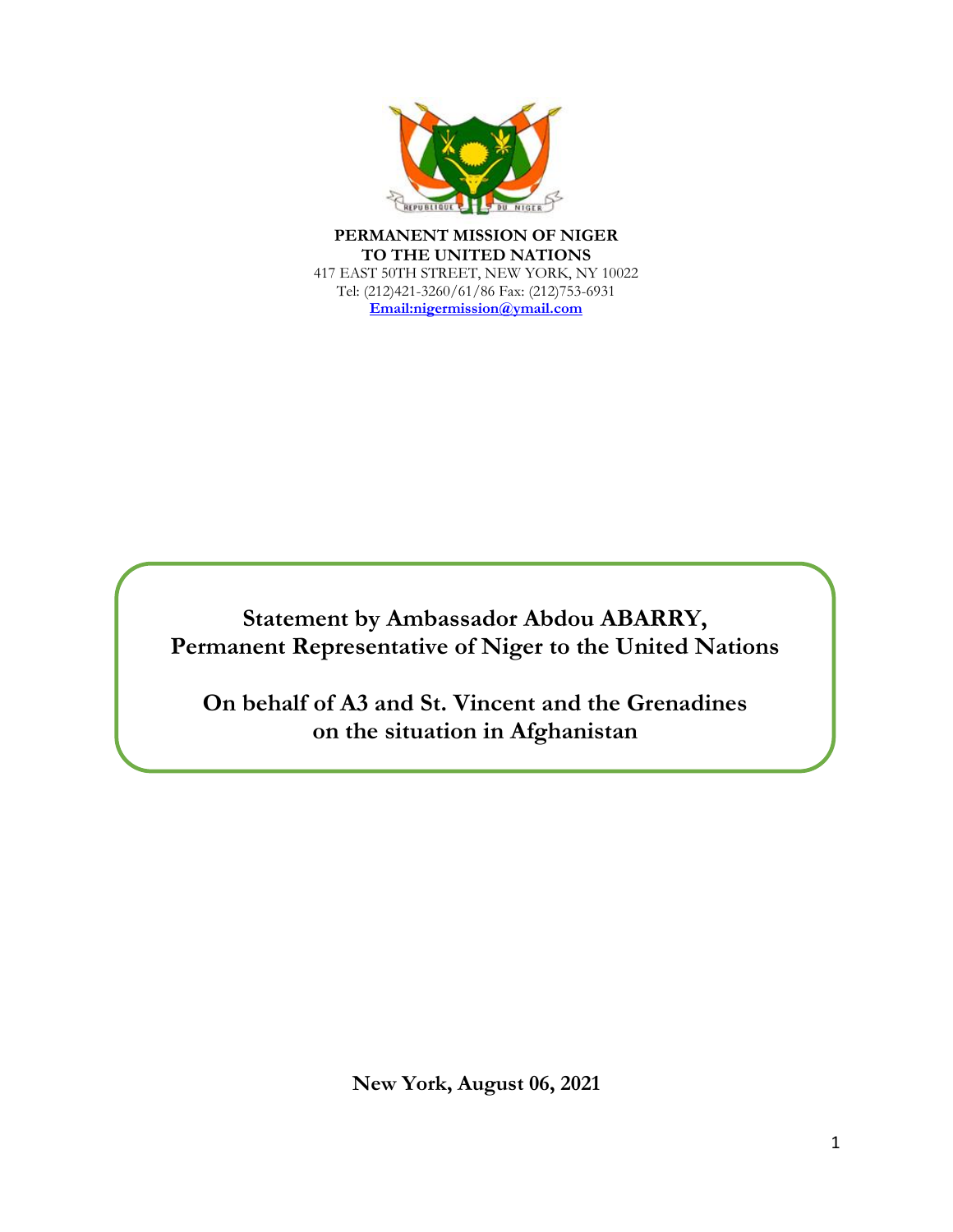**PERMANENT MISSION OF NIGER**
**TO THE UNITED NATIONS**
417 EAST 50TH STREET, NEW YORK, NY 10022
Tel: (212)421-3260/61/86 Fax: (212)753-6931
Email:nigermission@ymail.com

# Statement by Ambassador Abdou ABARRY, Permanent Representative of Niger to the United Nations

## On behalf of A3 and St. Vincent and the Grenadines on the situation in Afghanistan

**New York, August 06, 2021**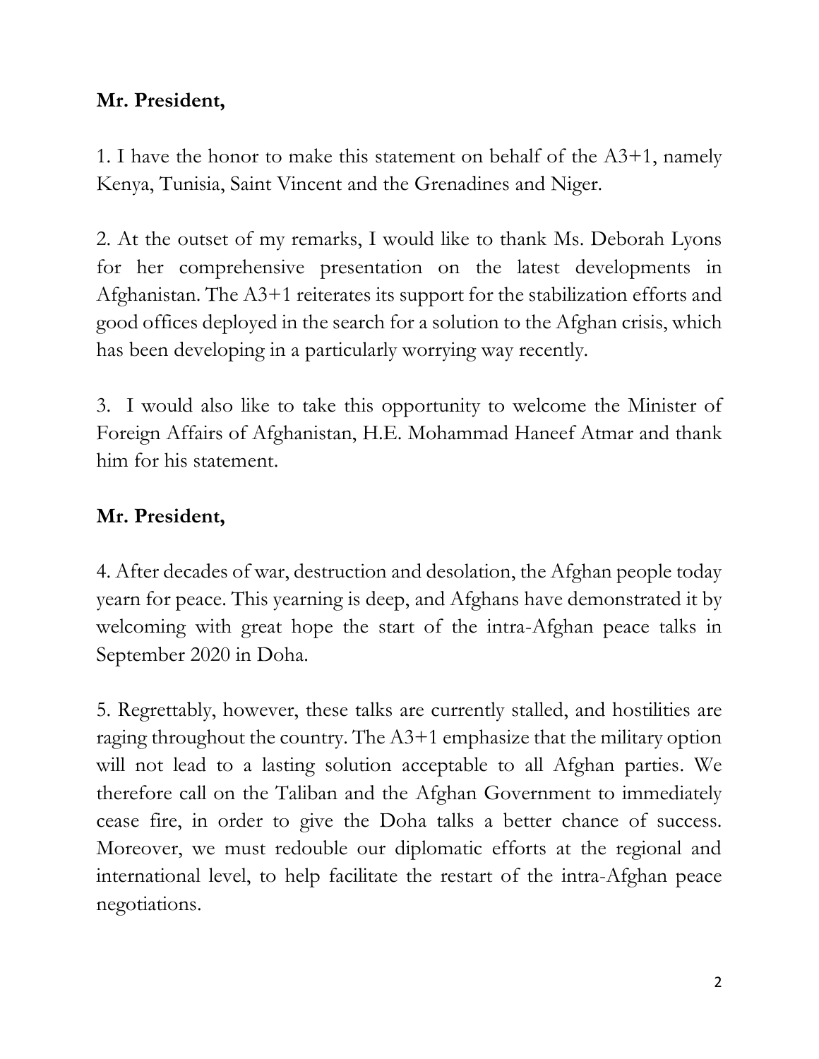**Mr. President,**

1. I have the honor to make this statement on behalf of the A3+1, namely Kenya, Tunisia, Saint Vincent and the Grenadines and Niger.

2. At the outset of my remarks, I would like to thank Ms. Deborah Lyons for her comprehensive presentation on the latest developments in Afghanistan. The A3+1 reiterates its support for the stabilization efforts and good offices deployed in the search for a solution to the Afghan crisis, which has been developing in a particularly worrying way recently.

3. I would also like to take this opportunity to welcome the Minister of Foreign Affairs of Afghanistan, H.E. Mohammad Haneef Atmar and thank him for his statement.

**Mr. President,**

4. After decades of war, destruction and desolation, the Afghan people today yearn for peace. This yearning is deep, and Afghans have demonstrated it by welcoming with great hope the start of the intra-Afghan peace talks in September 2020 in Doha.

5. Regrettably, however, these talks are currently stalled, and hostilities are raging throughout the country. The A3+1 emphasize that the military option will not lead to a lasting solution acceptable to all Afghan parties. We therefore call on the Taliban and the Afghan Government to immediately cease fire, in order to give the Doha talks a better chance of success. Moreover, we must redouble our diplomatic efforts at the regional and international level, to help facilitate the restart of the intra-Afghan peace negotiations.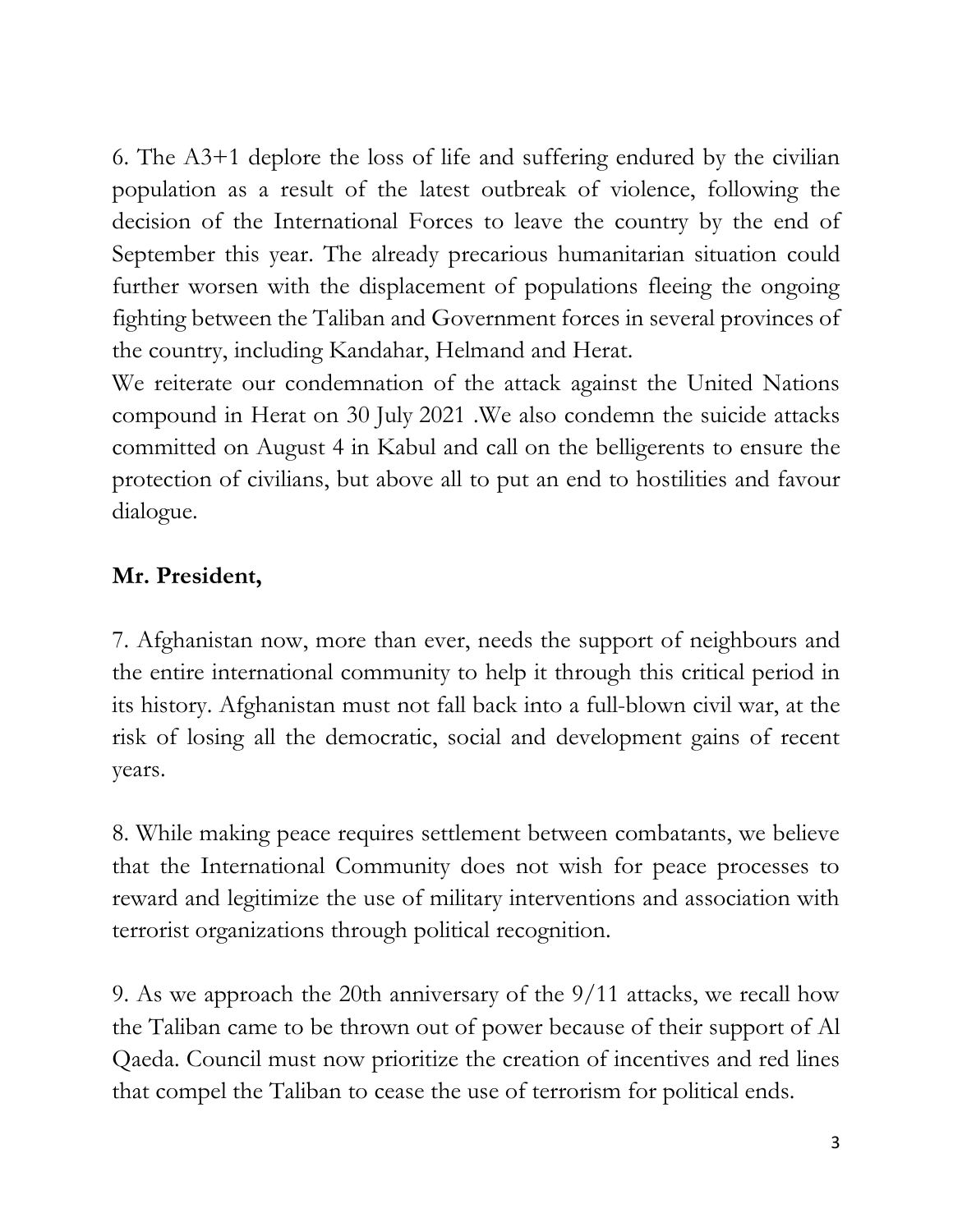6. The A3+1 deplore the loss of life and suffering endured by the civilian population as a result of the latest outbreak of violence, following the decision of the International Forces to leave the country by the end of September this year. The already precarious humanitarian situation could further worsen with the displacement of populations fleeing the ongoing fighting between the Taliban and Government forces in several provinces of the country, including Kandahar, Helmand and Herat.
We reiterate our condemnation of the attack against the United Nations compound in Herat on 30 July 2021 .We also condemn the suicide attacks committed on August 4 in Kabul and call on the belligerents to ensure the protection of civilians, but above all to put an end to hostilities and favour dialogue.

**Mr. President,**

7. Afghanistan now, more than ever, needs the support of neighbours and the entire international community to help it through this critical period in its history. Afghanistan must not fall back into a full-blown civil war, at the risk of losing all the democratic, social and development gains of recent years.

8. While making peace requires settlement between combatants, we believe that the International Community does not wish for peace processes to reward and legitimize the use of military interventions and association with terrorist organizations through political recognition.

9. As we approach the 20th anniversary of the 9/11 attacks, we recall how the Taliban came to be thrown out of power because of their support of Al Qaeda. Council must now prioritize the creation of incentives and red lines that compel the Taliban to cease the use of terrorism for political ends.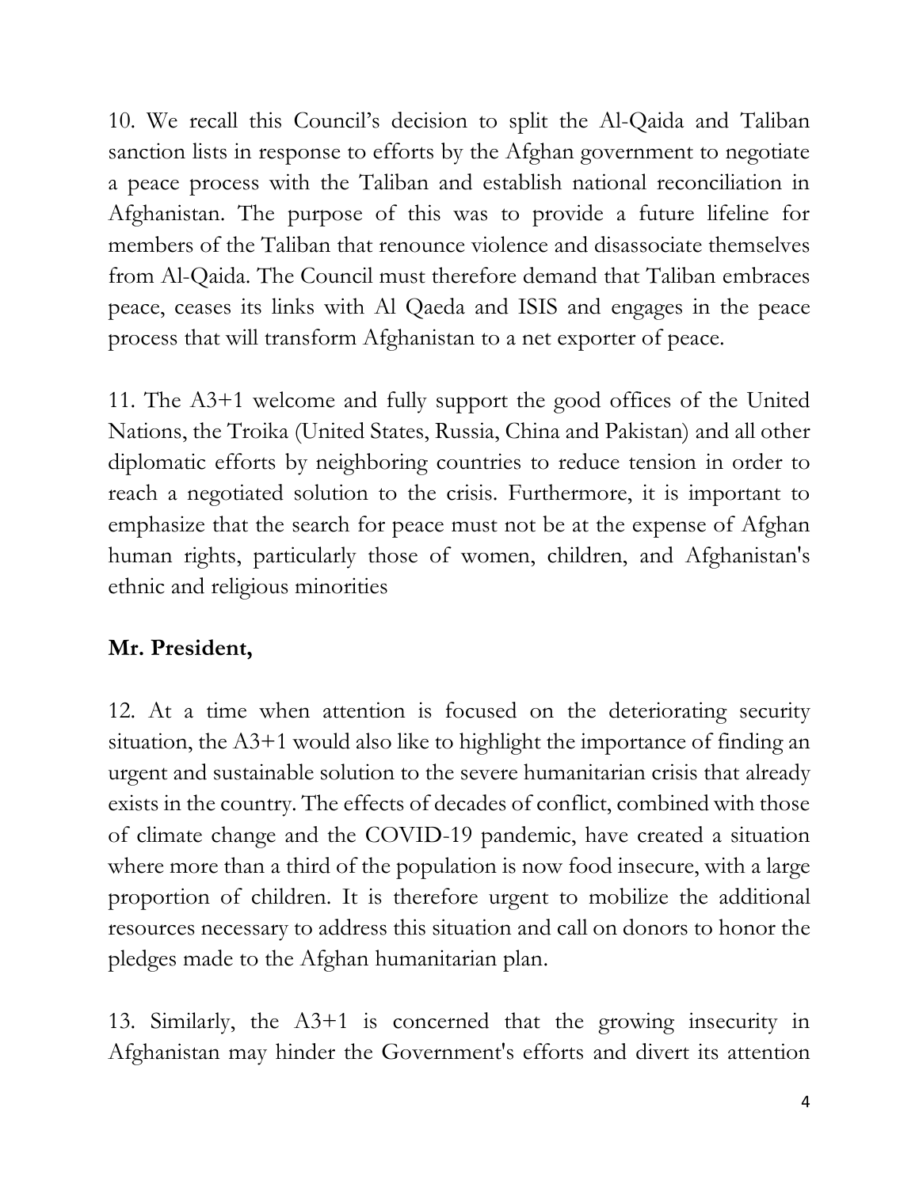10. We recall this Council's decision to split the Al-Qaida and Taliban sanction lists in response to efforts by the Afghan government to negotiate a peace process with the Taliban and establish national reconciliation in Afghanistan. The purpose of this was to provide a future lifeline for members of the Taliban that renounce violence and disassociate themselves from Al-Qaida. The Council must therefore demand that Taliban embraces peace, ceases its links with Al Qaeda and ISIS and engages in the peace process that will transform Afghanistan to a net exporter of peace.

11. The A3+1 welcome and fully support the good offices of the United Nations, the Troika (United States, Russia, China and Pakistan) and all other diplomatic efforts by neighboring countries to reduce tension in order to reach a negotiated solution to the crisis. Furthermore, it is important to emphasize that the search for peace must not be at the expense of Afghan human rights, particularly those of women, children, and Afghanistan's ethnic and religious minorities

**Mr. President,**

12. At a time when attention is focused on the deteriorating security situation, the A3+1 would also like to highlight the importance of finding an urgent and sustainable solution to the severe humanitarian crisis that already exists in the country. The effects of decades of conflict, combined with those of climate change and the COVID-19 pandemic, have created a situation where more than a third of the population is now food insecure, with a large proportion of children. It is therefore urgent to mobilize the additional resources necessary to address this situation and call on donors to honor the pledges made to the Afghan humanitarian plan.

13. Similarly, the A3+1 is concerned that the growing insecurity in Afghanistan may hinder the Government's efforts and divert its attention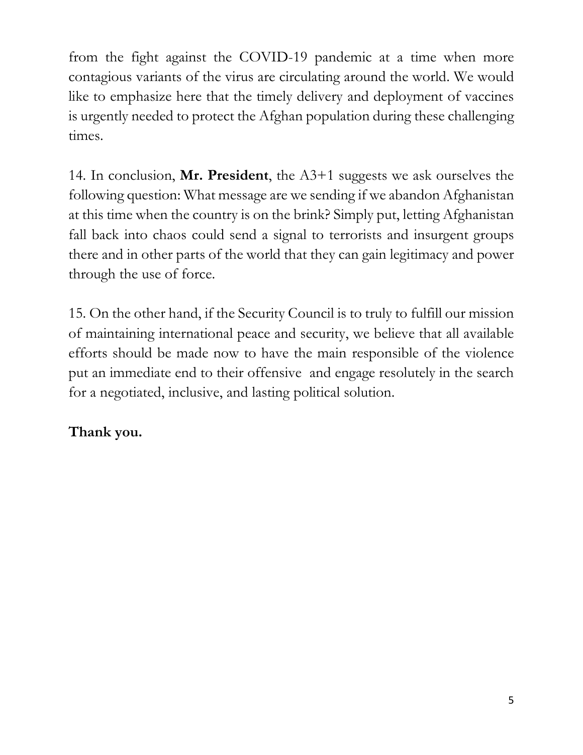from the fight against the COVID-19 pandemic at a time when more contagious variants of the virus are circulating around the world. We would like to emphasize here that the timely delivery and deployment of vaccines is urgently needed to protect the Afghan population during these challenging times.

14. In conclusion, **Mr. President**, the A3+1 suggests we ask ourselves the following question: What message are we sending if we abandon Afghanistan at this time when the country is on the brink? Simply put, letting Afghanistan fall back into chaos could send a signal to terrorists and insurgent groups there and in other parts of the world that they can gain legitimacy and power through the use of force.

15. On the other hand, if the Security Council is to truly to fulfill our mission of maintaining international peace and security, we believe that all available efforts should be made now to have the main responsible of the violence put an immediate end to their offensive and engage resolutely in the search for a negotiated, inclusive, and lasting political solution.

**Thank you.**